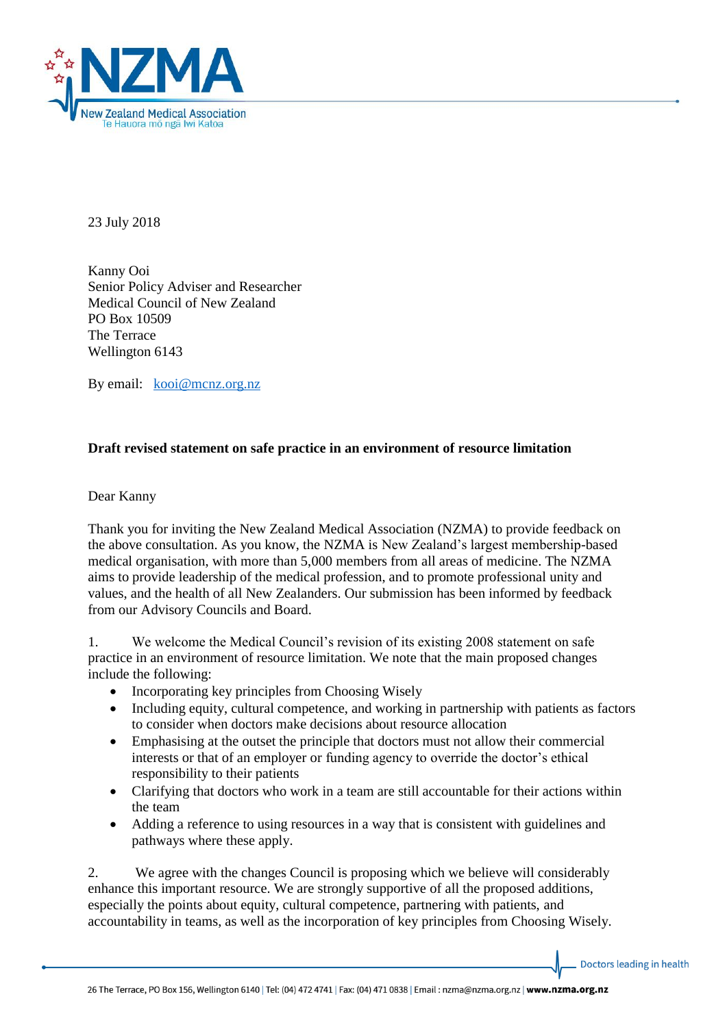23 July 2018

Kanny Ooi
Senior Policy Adviser and Researcher
Medical Council of New Zealand
PO Box 10509
The Terrace
Wellington 6143

By email: kooi@mcnz.org.nz

**Draft revised statement on safe practice in an environment of resource limitation**

Dear Kanny

Thank you for inviting the New Zealand Medical Association (NZMA) to provide feedback on the above consultation. As you know, the NZMA is New Zealand's largest membership-based medical organisation, with more than 5,000 members from all areas of medicine. The NZMA aims to provide leadership of the medical profession, and to promote professional unity and values, and the health of all New Zealanders. Our submission has been informed by feedback from our Advisory Councils and Board.

1. We welcome the Medical Council's revision of its existing 2008 statement on safe practice in an environment of resource limitation. We note that the main proposed changes include the following:
   - Incorporating key principles from Choosing Wisely
   - Including equity, cultural competence, and working in partnership with patients as factors to consider when doctors make decisions about resource allocation
   - Emphasising at the outset the principle that doctors must not allow their commercial interests or that of an employer or funding agency to override the doctor's ethical responsibility to their patients
   - Clarifying that doctors who work in a team are still accountable for their actions within the team
   - Adding a reference to using resources in a way that is consistent with guidelines and pathways where these apply.

2. We agree with the changes Council is proposing which we believe will considerably enhance this important resource. We are strongly supportive of all the proposed additions, especially the points about equity, cultural competence, partnering with patients, and accountability in teams, as well as the incorporation of key principles from Choosing Wisely.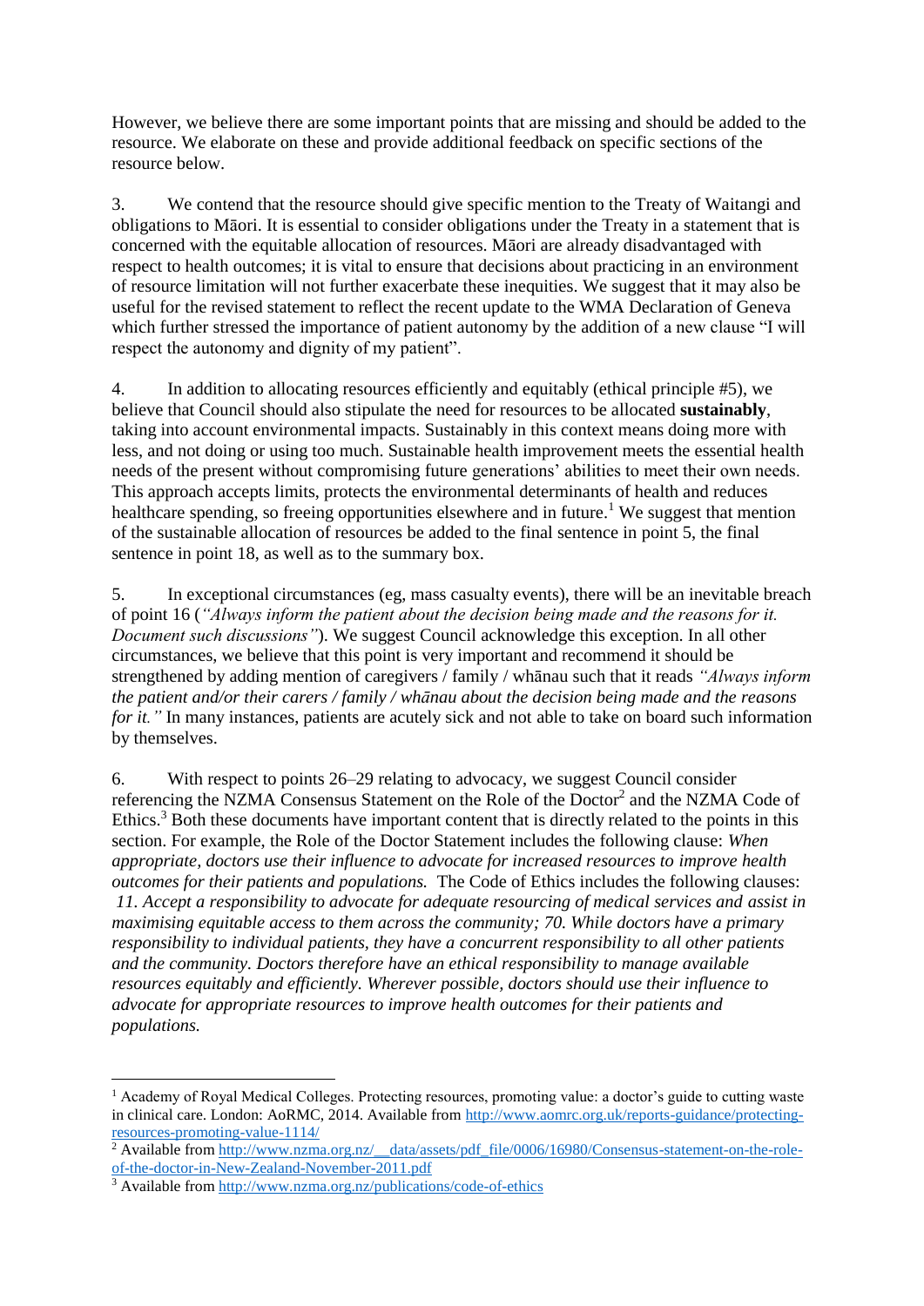However, we believe there are some important points that are missing and should be added to the resource. We elaborate on these and provide additional feedback on specific sections of the resource below.

3. We contend that the resource should give specific mention to the Treaty of Waitangi and obligations to Māori. It is essential to consider obligations under the Treaty in a statement that is concerned with the equitable allocation of resources. Māori are already disadvantaged with respect to health outcomes; it is vital to ensure that decisions about practicing in an environment of resource limitation will not further exacerbate these inequities. We suggest that it may also be useful for the revised statement to reflect the recent update to the WMA Declaration of Geneva which further stressed the importance of patient autonomy by the addition of a new clause "I will respect the autonomy and dignity of my patient".

4. In addition to allocating resources efficiently and equitably (ethical principle #5), we believe that Council should also stipulate the need for resources to be allocated **sustainably**, taking into account environmental impacts. Sustainably in this context means doing more with less, and not doing or using too much. Sustainable health improvement meets the essential health needs of the present without compromising future generations' abilities to meet their own needs. This approach accepts limits, protects the environmental determinants of health and reduces healthcare spending, so freeing opportunities elsewhere and in future.[1] We suggest that mention of the sustainable allocation of resources be added to the final sentence in point 5, the final sentence in point 18, as well as to the summary box.

5. In exceptional circumstances (eg, mass casualty events), there will be an inevitable breach of point 16 (*"Always inform the patient about the decision being made and the reasons for it. Document such discussions"*). We suggest Council acknowledge this exception. In all other circumstances, we believe that this point is very important and recommend it should be strengthened by adding mention of caregivers / family / whānau such that it reads *"Always inform the patient and/or their carers / family / whānau about the decision being made and the reasons for it."* In many instances, patients are acutely sick and not able to take on board such information by themselves.

6. With respect to points 26–29 relating to advocacy, we suggest Council consider referencing the NZMA Consensus Statement on the Role of the Doctor[2] and the NZMA Code of Ethics.[3] Both these documents have important content that is directly related to the points in this section. For example, the Role of the Doctor Statement includes the following clause: *When appropriate, doctors use their influence to advocate for increased resources to improve health outcomes for their patients and populations.* The Code of Ethics includes the following clauses: *11. Accept a responsibility to advocate for adequate resourcing of medical services and assist in maximising equitable access to them across the community; 70. While doctors have a primary responsibility to individual patients, they have a concurrent responsibility to all other patients and the community. Doctors therefore have an ethical responsibility to manage available resources equitably and efficiently. Wherever possible, doctors should use their influence to advocate for appropriate resources to improve health outcomes for their patients and populations.*

---

[1] Academy of Royal Medical Colleges. Protecting resources, promoting value: a doctor's guide to cutting waste in clinical care. London: AoRMC, 2014. Available from http://www.aomrc.org.uk/reports-guidance/protecting-resources-promoting-value-1114/

[2] Available from http://www.nzma.org.nz/__data/assets/pdf_file/0006/16980/Consensus-statement-on-the-role-of-the-doctor-in-New-Zealand-November-2011.pdf

[3] Available from http://www.nzma.org.nz/publications/code-of-ethics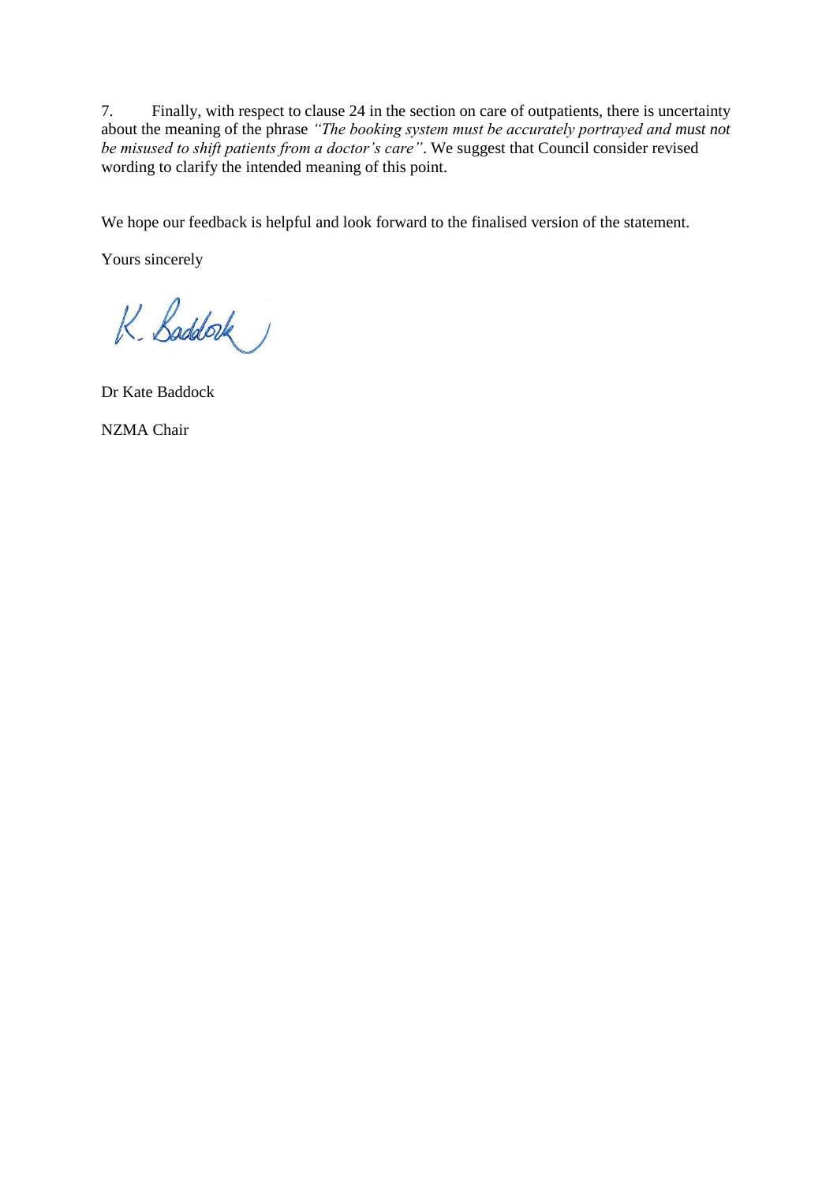7. Finally, with respect to clause 24 in the section on care of outpatients, there is uncertainty about the meaning of the phrase *"The booking system must be accurately portrayed and must not be misused to shift patients from a doctor's care"*. We suggest that Council consider revised wording to clarify the intended meaning of this point.

We hope our feedback is helpful and look forward to the finalised version of the statement.

Yours sincerely

K. Baddock

Dr Kate Baddock

NZMA Chair